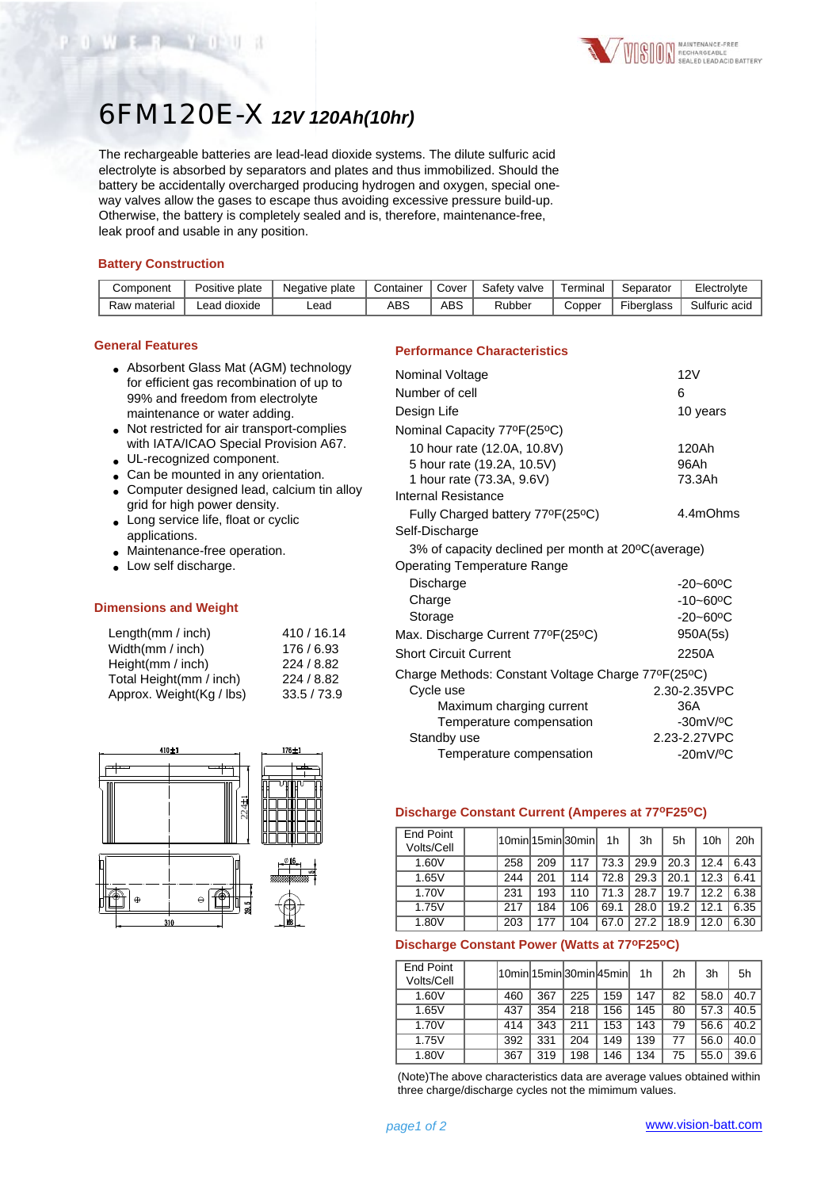# 6FM120E-X *12V 120Ah(10hr)*

The rechargeable batteries are lead-lead dioxide systems. The dilute sulfuric acid electrolyte is absorbed by separators and plates and thus immobilized. Should the battery be accidentally overcharged producing hydrogen and oxygen, special one-way valves allow the gases to escape thus avoiding excessive pressure build-up. Otherwise, the battery is completely sealed and is, therefore, maintenance-free, leak proof and usable in any position.

### Battery Construction

| Component | Positive plate | Negative plate | Container | Cover | Safety valve | Terminal | Separator | Electrolyte |
|---|---|---|---|---|---|---|---|---|
| Raw material | Lead dioxide | Lead | ABS | ABS | Rubber | Copper | Fiberglass | Sulfuric acid |

### General Features

- Absorbent Glass Mat (AGM) technology for efficient gas recombination of up to 99% and freedom from electrolyte maintenance or water adding.
- Not restricted for air transport-complies with IATA/ICAO Special Provision A67.
- UL-recognized component.
- Can be mounted in any orientation.
- Computer designed lead, calcium tin alloy grid for high power density.
- Long service life, float or cyclic applications.
- Maintenance-free operation.
- Low self discharge.

### Dimensions and Weight

| | |
|---|---|
| Length(mm / inch) | 410 / 16.14 |
| Width(mm / inch) | 176 / 6.93 |
| Height(mm / inch) | 224 / 8.82 |
| Total Height(mm / inch) | 224 / 8.82 |
| Approx. Weight(Kg / lbs) | 33.5 / 73.9 |

### Performance Characteristics

| | |
|---|---|
| Nominal Voltage | 12V |
| Number of cell | 6 |
| Design Life | 10 years |
| Nominal Capacity 77ºF(25ºC) | |
| 10 hour rate (12.0A, 10.8V) | 120Ah |
| 5 hour rate (19.2A, 10.5V) | 96Ah |
| 1 hour rate (73.3A, 9.6V) | 73.3Ah |
| Internal Resistance | |
| Fully Charged battery 77ºF(25ºC) | 4.4mOhms |
| Self-Discharge | |
| 3% of capacity declined per month at 20ºC(average) | |
| Operating Temperature Range | |
| Discharge | -20~60ºC |
| Charge | -10~60ºC |
| Storage | -20~60ºC |
| Max. Discharge Current 77ºF(25ºC) | 950A(5s) |
| Short Circuit Current | 2250A |
| Charge Methods: Constant Voltage Charge 77ºF(25ºC) | |
| Cycle use | 2.30-2.35VPC |
| Maximum charging current | 36A |
| Temperature compensation | -30mV/ºC |
| Standby use | 2.23-2.27VPC |
| Temperature compensation | -20mV/ºC |

### Discharge Constant Current (Amperes at 77ºF25ºC)

| End Point Volts/Cell | 10min | 15min | 30min | 1h | 3h | 5h | 10h | 20h |
|---|---|---|---|---|---|---|---|---|
| 1.60V | 258 | 209 | 117 | 73.3 | 29.9 | 20.3 | 12.4 | 6.43 |
| 1.65V | 244 | 201 | 114 | 72.8 | 29.3 | 20.1 | 12.3 | 6.41 |
| 1.70V | 231 | 193 | 110 | 71.3 | 28.7 | 19.7 | 12.2 | 6.38 |
| 1.75V | 217 | 184 | 106 | 69.1 | 28.0 | 19.2 | 12.1 | 6.35 |
| 1.80V | 203 | 177 | 104 | 67.0 | 27.2 | 18.9 | 12.0 | 6.30 |

### Discharge Constant Power (Watts at 77ºF25ºC)

| End Point Volts/Cell | 10min | 15min | 30min | 45min | 1h | 2h | 3h | 5h |
|---|---|---|---|---|---|---|---|---|
| 1.60V | 460 | 367 | 225 | 159 | 147 | 82 | 58.0 | 40.7 |
| 1.65V | 437 | 354 | 218 | 156 | 145 | 80 | 57.3 | 40.5 |
| 1.70V | 414 | 343 | 211 | 153 | 143 | 79 | 56.6 | 40.2 |
| 1.75V | 392 | 331 | 204 | 149 | 139 | 77 | 56.0 | 40.0 |
| 1.80V | 367 | 319 | 198 | 146 | 134 | 75 | 55.0 | 39.6 |

(Note)The above characteristics data are average values obtained within three charge/discharge cycles not the mimimum values.

www.vision-batt.com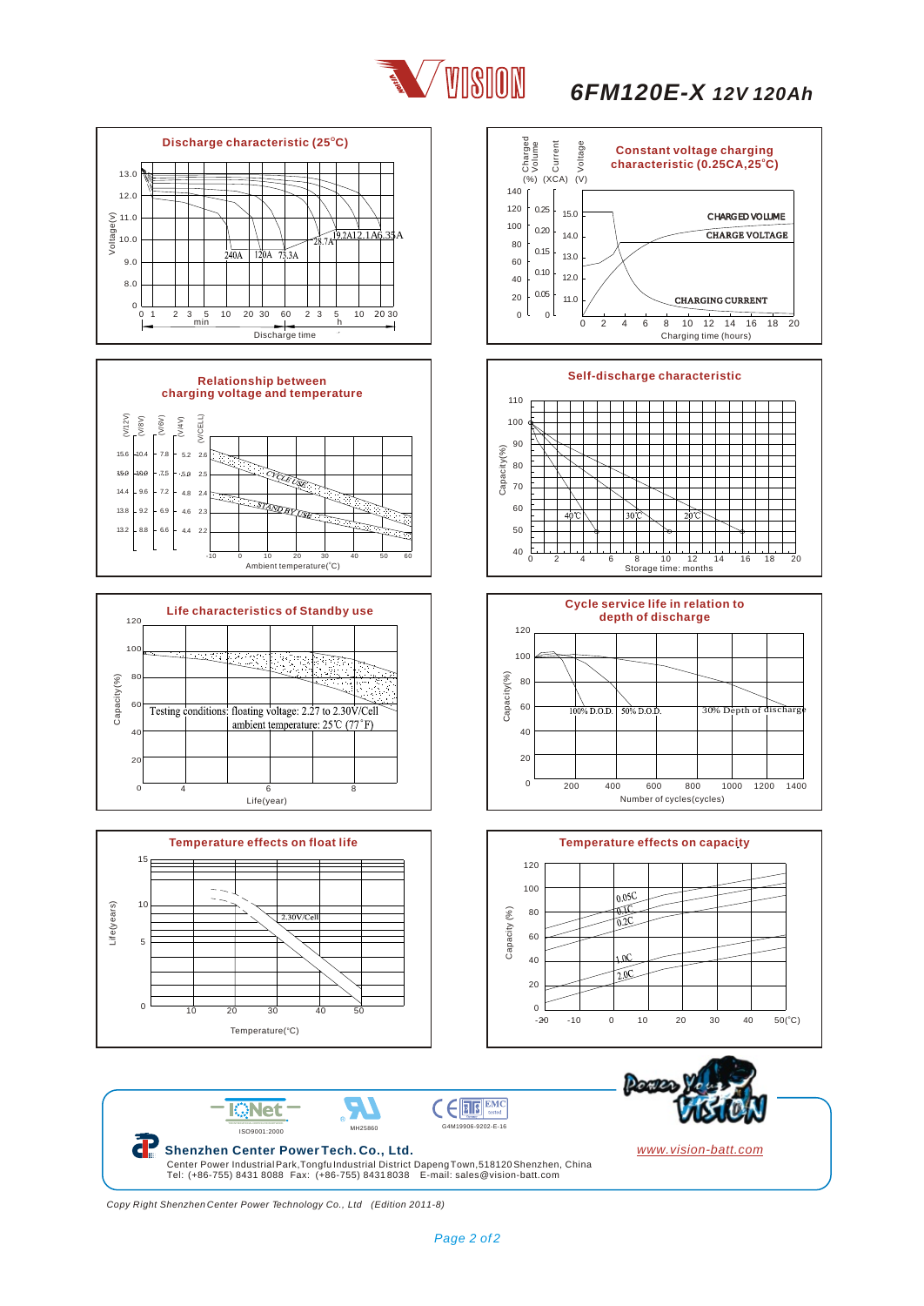# 6FM120E-X 12V 120Ah

## Discharge characteristic (25°C)

Voltage(v)

13.0
12.0
11.0
10.0
9.0
8.0
0

240A 120A 73.3A 28.7A 19.2A12.1A6.35A

0 1 2 3 5 10 20 30 60 2 3 5 10 20 30
min h
Discharge time

## Constant voltage charging characteristic (0.25CA,25°C)

Charged Volume (%) Current (XCA) Voltage (V)

140
120 0.25
100 0.20 15.0
80 0.15 14.0
60 0.10 13.0
40 0.05 12.0
20 11.0
0 0

CHARGED VOLUME
CHARGE VOLTAGE
CHARGING CURRENT

0 2 4 6 8 10 12 14 16 18 20
Charging time (hours)

## Relationship between charging voltage and temperature

(V/12V) (V/8V) (V/6V) (V/4V) (V/CELL)

15.6 10.4 7.8 5.2 2.6
15.0 10.0 7.5 5.0 2.5
14.4 9.6 7.2 4.8 2.4
13.8 9.2 6.9 4.6 2.3
13.2 8.8 6.6 4.4 2.2

CYCLE USE
STAND BY USE

-10 0 10 20 30 40 50 60
Ambient temperature(°C)

## Self-discharge characteristic

Capacity(%)

110
100
90
80
70
60
50
40

40°C 30°C 20°C

0 2 4 6 8 10 12 14 16 18 20
Storage time: months

## Life characteristics of Standby use

Capacity(%)

120
100
80
60
40
20
0

Testing conditions: floating voltage: 2.27 to 2.30V/Cell
ambient temperature: 25°C (77°F)

4 6 8
Life(year)

## Cycle service life in relation to depth of discharge

Capacity(%)

120
100
80
60
40
20
0

100% D.O.D. 50% D.O.D. 30% Depth of discharge

200 400 600 800 1000 1200 1400
Number of cycles(cycles)

## Temperature effects on float life

Life(years)

15
10
5
0

2.30V/Cell

10 20 30 40 50
Temperature(°C)

## Temperature effects on capacity

Capacity (%)

120
100
80
60
40
20
0

0.05C
0.1C
0.2C
1.0C
2.0C

-20 -10 0 10 20 30 40 50(°C)

ISO9001:2000 MH25860 G4M19906-9202-E-16

**Shenzhen Center Power Tech. Co., Ltd.**

Center Power Industrial Park,Tongfu Industrial District Dapeng Town,518120 Shenzhen, China
Tel: (+86-755) 8431 8088 Fax: (+86-755) 8431 8038 E-mail: sales@vision-batt.com

www.vision-batt.com

*Copy Right Shenzhen Center Power Technology Co., Ltd (Edition 2011-8)*